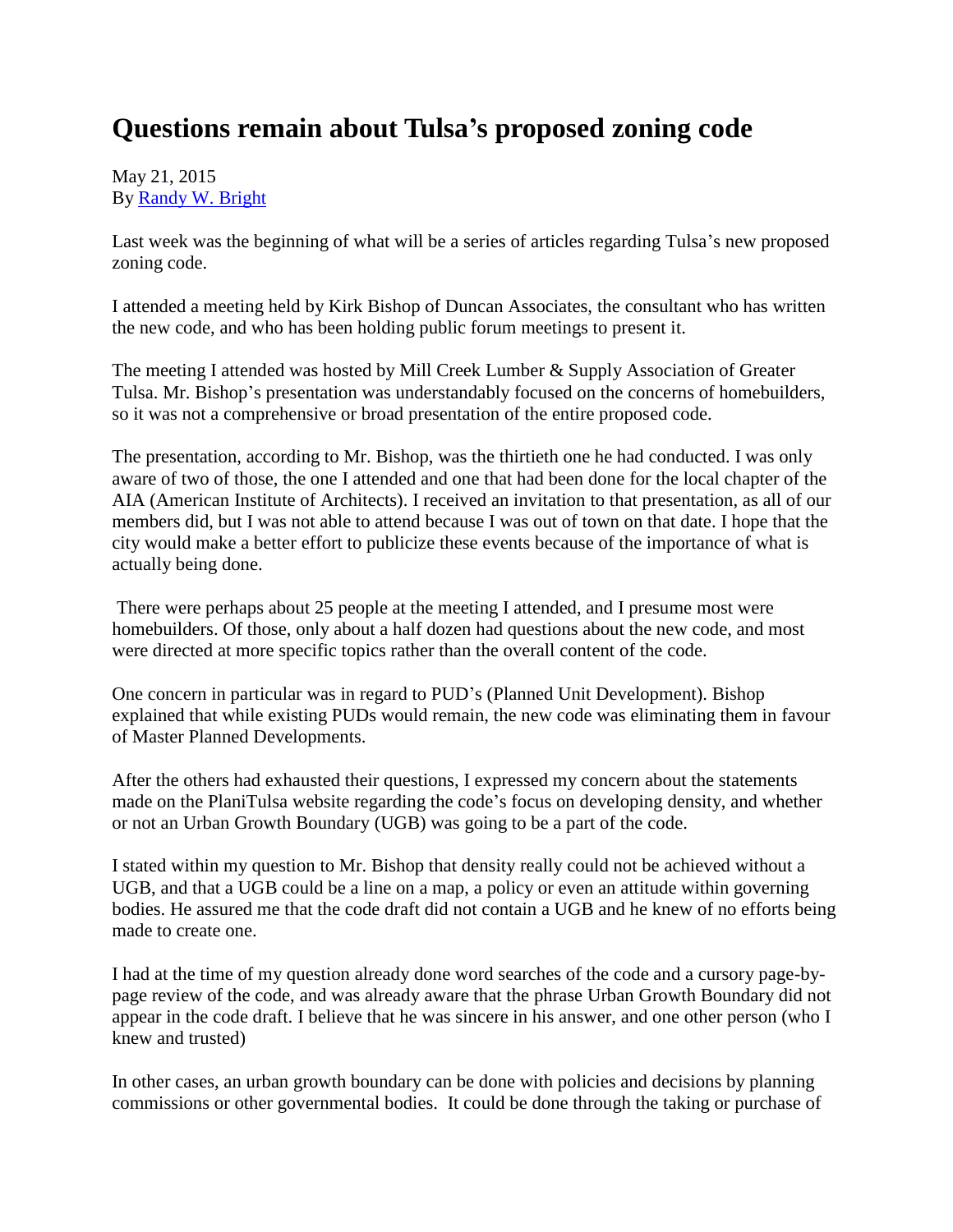# Questions remain about Tulsa's proposed zoning code

May 21, 2015
By [Randy W. Bright]

Last week was the beginning of what will be a series of articles regarding Tulsa's new proposed zoning code.

I attended a meeting held by Kirk Bishop of Duncan Associates, the consultant who has written the new code, and who has been holding public forum meetings to present it.

The meeting I attended was hosted by Mill Creek Lumber & Supply Association of Greater Tulsa. Mr. Bishop's presentation was understandably focused on the concerns of homebuilders, so it was not a comprehensive or broad presentation of the entire proposed code.

The presentation, according to Mr. Bishop, was the thirtieth one he had conducted. I was only aware of two of those, the one I attended and one that had been done for the local chapter of the AIA (American Institute of Architects). I received an invitation to that presentation, as all of our members did, but I was not able to attend because I was out of town on that date. I hope that the city would make a better effort to publicize these events because of the importance of what is actually being done.

There were perhaps about 25 people at the meeting I attended, and I presume most were homebuilders. Of those, only about a half dozen had questions about the new code, and most were directed at more specific topics rather than the overall content of the code.

One concern in particular was in regard to PUD's (Planned Unit Development). Bishop explained that while existing PUDs would remain, the new code was eliminating them in favour of Master Planned Developments.

After the others had exhausted their questions, I expressed my concern about the statements made on the PlaniTulsa website regarding the code's focus on developing density, and whether or not an Urban Growth Boundary (UGB) was going to be a part of the code.

I stated within my question to Mr. Bishop that density really could not be achieved without a UGB, and that a UGB could be a line on a map, a policy or even an attitude within governing bodies. He assured me that the code draft did not contain a UGB and he knew of no efforts being made to create one.

I had at the time of my question already done word searches of the code and a cursory page-by-page review of the code, and was already aware that the phrase Urban Growth Boundary did not appear in the code draft. I believe that he was sincere in his answer, and one other person (who I knew and trusted)

In other cases, an urban growth boundary can be done with policies and decisions by planning commissions or other governmental bodies. It could be done through the taking or purchase of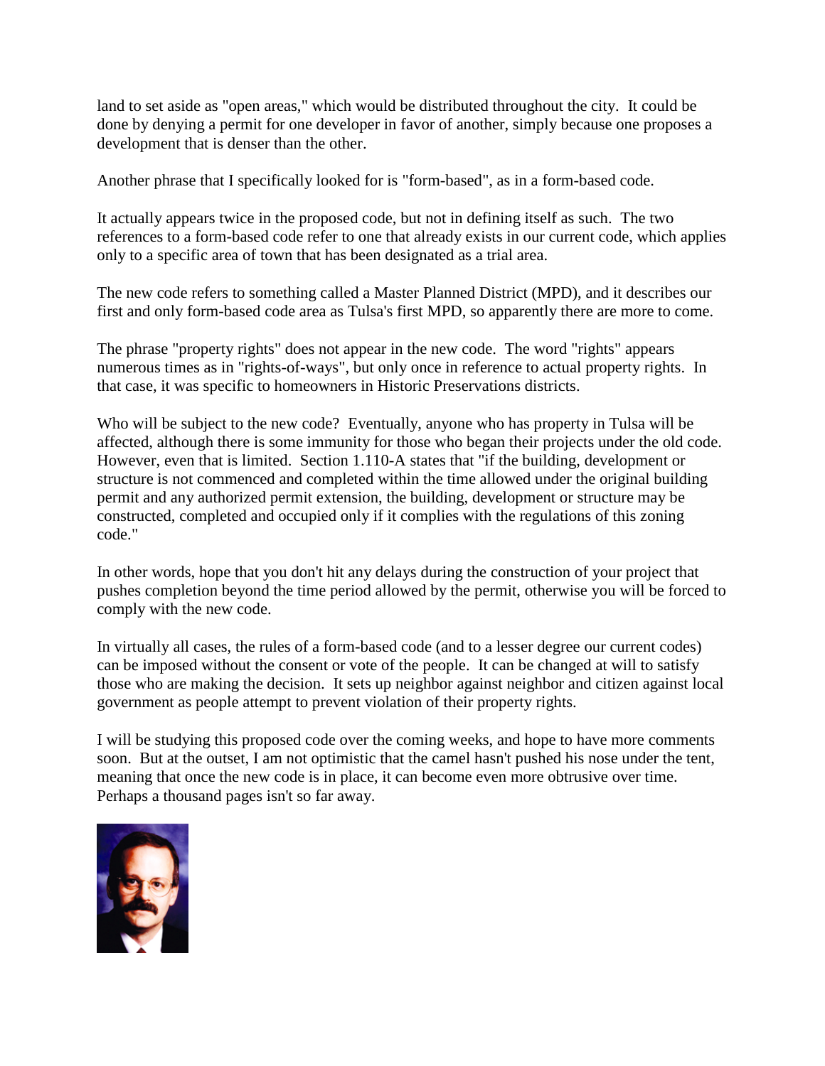land to set aside as "open areas," which would be distributed throughout the city. It could be done by denying a permit for one developer in favor of another, simply because one proposes a development that is denser than the other.

Another phrase that I specifically looked for is "form-based", as in a form-based code.

It actually appears twice in the proposed code, but not in defining itself as such. The two references to a form-based code refer to one that already exists in our current code, which applies only to a specific area of town that has been designated as a trial area.

The new code refers to something called a Master Planned District (MPD), and it describes our first and only form-based code area as Tulsa's first MPD, so apparently there are more to come.

The phrase "property rights" does not appear in the new code. The word "rights" appears numerous times as in "rights-of-ways", but only once in reference to actual property rights. In that case, it was specific to homeowners in Historic Preservations districts.

Who will be subject to the new code? Eventually, anyone who has property in Tulsa will be affected, although there is some immunity for those who began their projects under the old code. However, even that is limited. Section 1.110-A states that "if the building, development or structure is not commenced and completed within the time allowed under the original building permit and any authorized permit extension, the building, development or structure may be constructed, completed and occupied only if it complies with the regulations of this zoning code."

In other words, hope that you don't hit any delays during the construction of your project that pushes completion beyond the time period allowed by the permit, otherwise you will be forced to comply with the new code.

In virtually all cases, the rules of a form-based code (and to a lesser degree our current codes) can be imposed without the consent or vote of the people. It can be changed at will to satisfy those who are making the decision. It sets up neighbor against neighbor and citizen against local government as people attempt to prevent violation of their property rights.

I will be studying this proposed code over the coming weeks, and hope to have more comments soon. But at the outset, I am not optimistic that the camel hasn't pushed his nose under the tent, meaning that once the new code is in place, it can become even more obtrusive over time. Perhaps a thousand pages isn't so far away.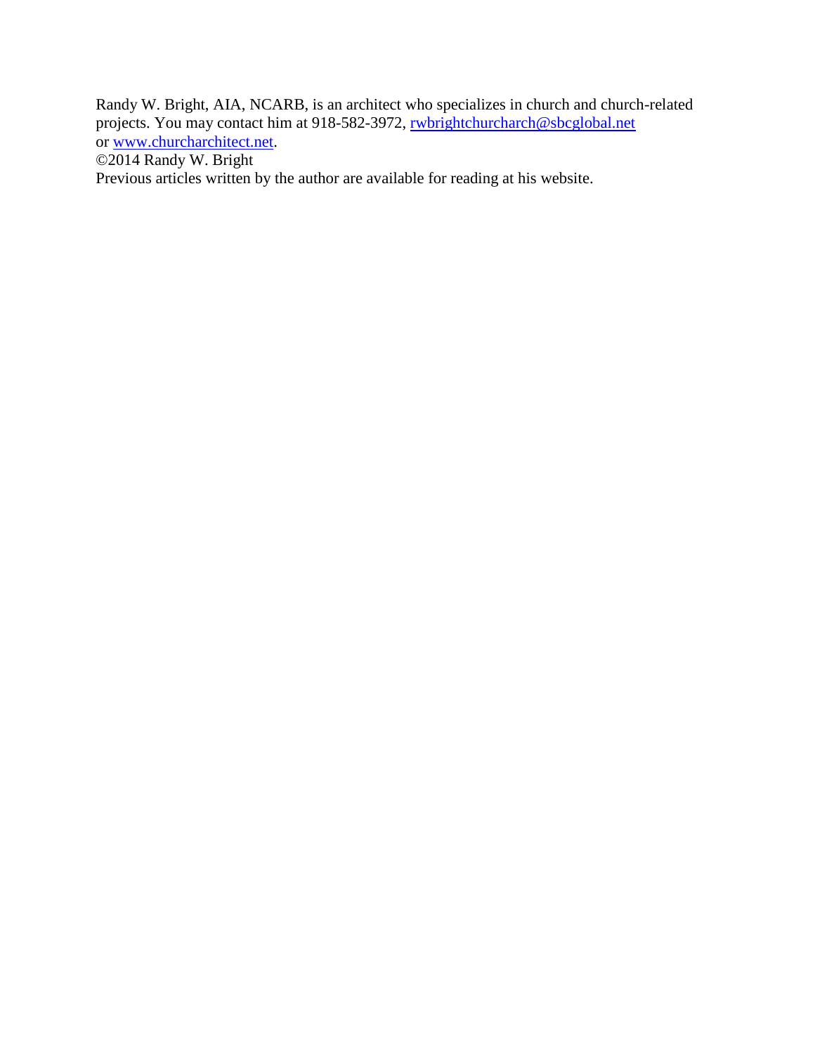Randy W. Bright, AIA, NCARB, is an architect who specializes in church and church-related projects. You may contact him at 918-582-3972, rwbrightchurcharch@sbcglobal.net or www.churcharchitect.net.

©2014 Randy W. Bright

Previous articles written by the author are available for reading at his website.